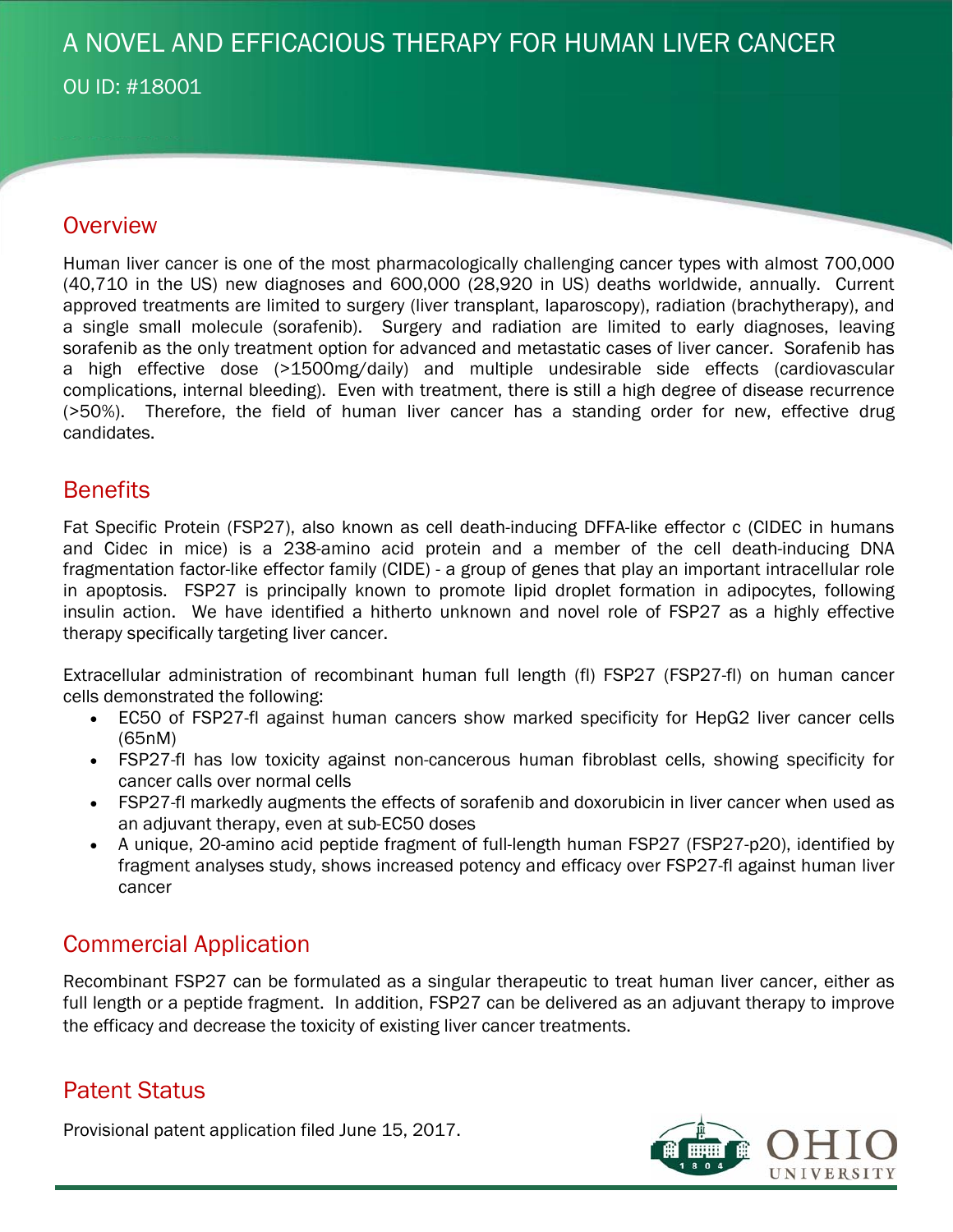# A NOVEL AND EFFICACIOUS THERAPY FOR HUMAN LIVER CANCER

OU ID: #18001

## Overview

Human liver cancer is one of the most pharmacologically challenging cancer types with almost 700,000 (40,710 in the US) new diagnoses and 600,000 (28,920 in US) deaths worldwide, annually. Current approved treatments are limited to surgery (liver transplant, laparoscopy), radiation (brachytherapy), and a single small molecule (sorafenib). Surgery and radiation are limited to early diagnoses, leaving sorafenib as the only treatment option for advanced and metastatic cases of liver cancer. Sorafenib has a high effective dose (>1500mg/daily) and multiple undesirable side effects (cardiovascular complications, internal bleeding). Even with treatment, there is still a high degree of disease recurrence (>50%). Therefore, the field of human liver cancer has a standing order for new, effective drug candidates.

## Benefits

Fat Specific Protein (FSP27), also known as cell death-inducing DFFA-like effector c (CIDEC in humans and Cidec in mice) is a 238-amino acid protein and a member of the cell death-inducing DNA fragmentation factor-like effector family (CIDE) - a group of genes that play an important intracellular role in apoptosis. FSP27 is principally known to promote lipid droplet formation in adipocytes, following insulin action. We have identified a hitherto unknown and novel role of FSP27 as a highly effective therapy specifically targeting liver cancer.

Extracellular administration of recombinant human full length (fl) FSP27 (FSP27-fl) on human cancer cells demonstrated the following:

- EC50 of FSP27-fl against human cancers show marked specificity for HepG2 liver cancer cells (65nM)
- FSP27-fl has low toxicity against non-cancerous human fibroblast cells, showing specificity for cancer calls over normal cells
- FSP27-fl markedly augments the effects of sorafenib and doxorubicin in liver cancer when used as an adjuvant therapy, even at sub-EC50 doses
- A unique, 20-amino acid peptide fragment of full-length human FSP27 (FSP27-p20), identified by fragment analyses study, shows increased potency and efficacy over FSP27-fl against human liver cancer

## Commercial Application

Recombinant FSP27 can be formulated as a singular therapeutic to treat human liver cancer, either as full length or a peptide fragment. In addition, FSP27 can be delivered as an adjuvant therapy to improve the efficacy and decrease the toxicity of existing liver cancer treatments.

## Patent Status

Provisional patent application filed June 15, 2017.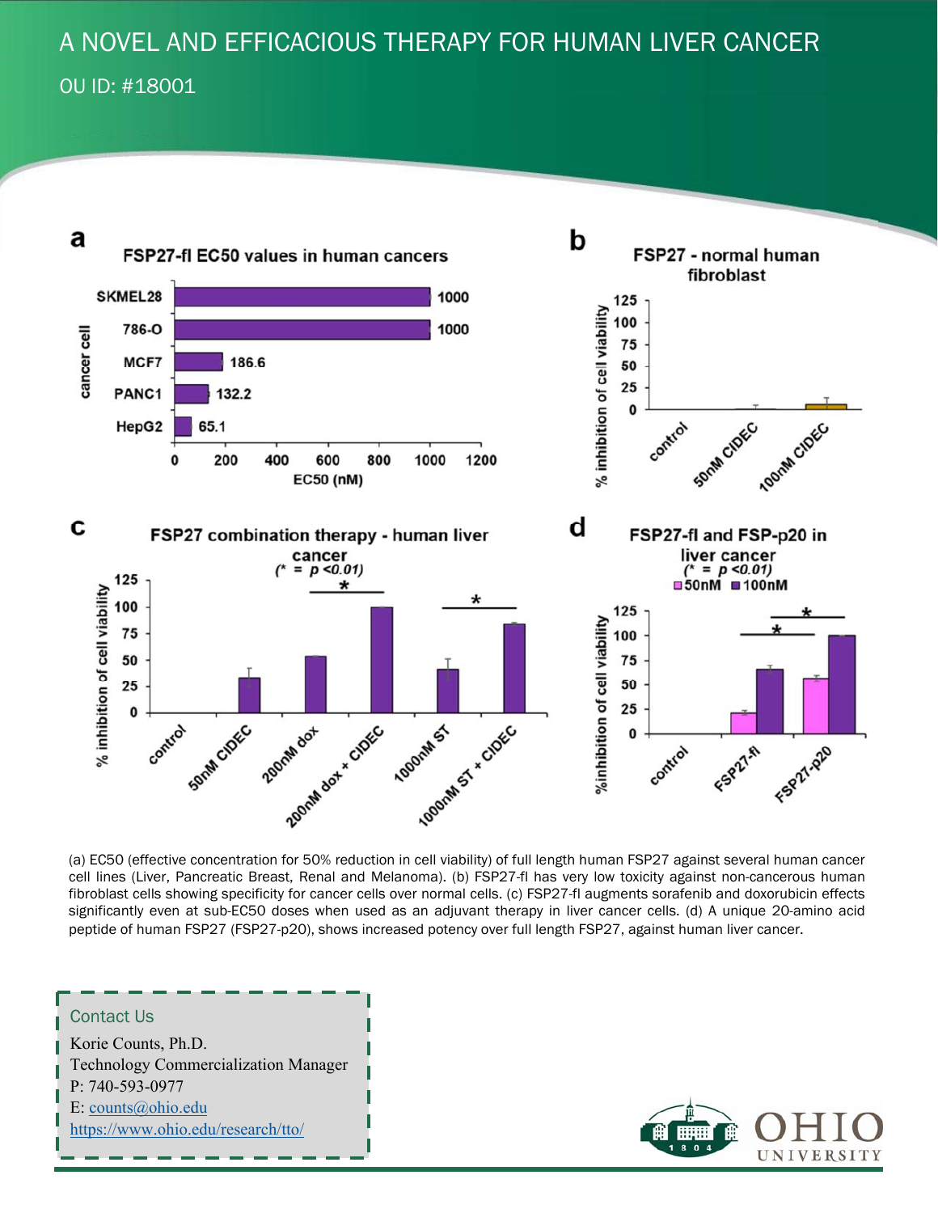# A NOVEL AND EFFICACIOUS THERAPY FOR HUMAN LIVER CANCER

## OU ID: #18001

(a) EC50 (effective concentration for 50% reduction in cell viability) of full length human FSP27 against several human cancer cell lines (Liver, Pancreatic Breast, Renal and Melanoma). (b) FSP27-fl has very low toxicity against non-cancerous human fibroblast cells showing specificity for cancer cells over normal cells. (c) FSP27-fl augments sorafenib and doxorubicin effects significantly even at sub-EC50 doses when used as an adjuvant therapy in liver cancer cells. (d) A unique 20-amino acid peptide of human FSP27 (FSP27-p20), shows increased potency over full length FSP27, against human liver cancer.

### Contact Us

Korie Counts, Ph.D.
Technology Commercialization Manager
P: 740-593-0977
E: [counts@ohio.edu](mailto:counts@ohio.edu)
[https://www.ohio.edu/research/tto/](https://www.ohio.edu/research/tto/)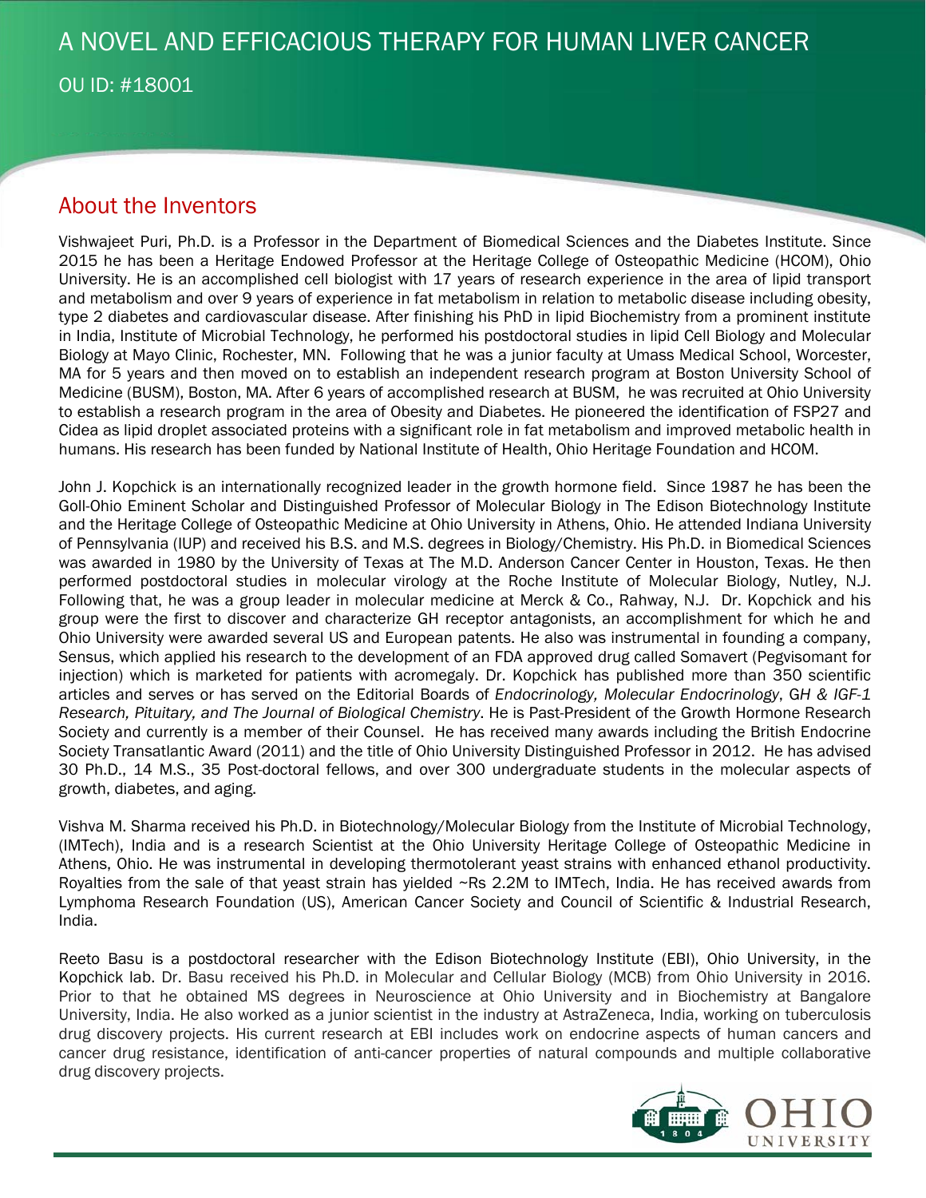# A NOVEL AND EFFICACIOUS THERAPY FOR HUMAN LIVER CANCER

OU ID: #18001

## About the Inventors

Vishwajeet Puri, Ph.D. is a Professor in the Department of Biomedical Sciences and the Diabetes Institute. Since 2015 he has been a Heritage Endowed Professor at the Heritage College of Osteopathic Medicine (HCOM), Ohio University. He is an accomplished cell biologist with 17 years of research experience in the area of lipid transport and metabolism and over 9 years of experience in fat metabolism in relation to metabolic disease including obesity, type 2 diabetes and cardiovascular disease. After finishing his PhD in lipid Biochemistry from a prominent institute in India, Institute of Microbial Technology, he performed his postdoctoral studies in lipid Cell Biology and Molecular Biology at Mayo Clinic, Rochester, MN. Following that he was a junior faculty at Umass Medical School, Worcester, MA for 5 years and then moved on to establish an independent research program at Boston University School of Medicine (BUSM), Boston, MA. After 6 years of accomplished research at BUSM, he was recruited at Ohio University to establish a research program in the area of Obesity and Diabetes. He pioneered the identification of FSP27 and Cidea as lipid droplet associated proteins with a significant role in fat metabolism and improved metabolic health in humans. His research has been funded by National Institute of Health, Ohio Heritage Foundation and HCOM.

John J. Kopchick is an internationally recognized leader in the growth hormone field. Since 1987 he has been the Goll-Ohio Eminent Scholar and Distinguished Professor of Molecular Biology in The Edison Biotechnology Institute and the Heritage College of Osteopathic Medicine at Ohio University in Athens, Ohio. He attended Indiana University of Pennsylvania (IUP) and received his B.S. and M.S. degrees in Biology/Chemistry. His Ph.D. in Biomedical Sciences was awarded in 1980 by the University of Texas at The M.D. Anderson Cancer Center in Houston, Texas. He then performed postdoctoral studies in molecular virology at the Roche Institute of Molecular Biology, Nutley, N.J. Following that, he was a group leader in molecular medicine at Merck & Co., Rahway, N.J. Dr. Kopchick and his group were the first to discover and characterize GH receptor antagonists, an accomplishment for which he and Ohio University were awarded several US and European patents. He also was instrumental in founding a company, Sensus, which applied his research to the development of an FDA approved drug called Somavert (Pegvisomant for injection) which is marketed for patients with acromegaly. Dr. Kopchick has published more than 350 scientific articles and serves or has served on the Editorial Boards of *Endocrinology, Molecular Endocrinology*, G*H & IGF-1 Research, Pituitary, and The Journal of Biological Chemistry*. He is Past-President of the Growth Hormone Research Society and currently is a member of their Counsel. He has received many awards including the British Endocrine Society Transatlantic Award (2011) and the title of Ohio University Distinguished Professor in 2012. He has advised 30 Ph.D., 14 M.S., 35 Post-doctoral fellows, and over 300 undergraduate students in the molecular aspects of growth, diabetes, and aging.

Vishva M. Sharma received his Ph.D. in Biotechnology/Molecular Biology from the Institute of Microbial Technology, (IMTech), India and is a research Scientist at the Ohio University Heritage College of Osteopathic Medicine in Athens, Ohio. He was instrumental in developing thermotolerant yeast strains with enhanced ethanol productivity. Royalties from the sale of that yeast strain has yielded ~Rs 2.2M to IMTech, India. He has received awards from Lymphoma Research Foundation (US), American Cancer Society and Council of Scientific & Industrial Research, India.

Reeto Basu is a postdoctoral researcher with the Edison Biotechnology Institute (EBI), Ohio University, in the Kopchick lab. Dr. Basu received his Ph.D. in Molecular and Cellular Biology (MCB) from Ohio University in 2016. Prior to that he obtained MS degrees in Neuroscience at Ohio University and in Biochemistry at Bangalore University, India. He also worked as a junior scientist in the industry at AstraZeneca, India, working on tuberculosis drug discovery projects. His current research at EBI includes work on endocrine aspects of human cancers and cancer drug resistance, identification of anti-cancer properties of natural compounds and multiple collaborative drug discovery projects.